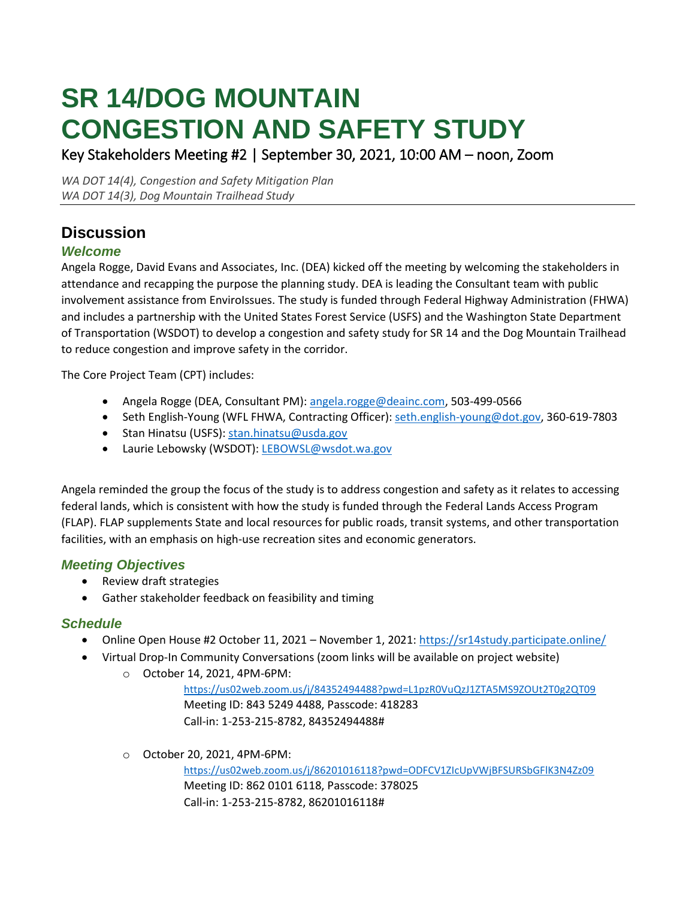# SR 14/DOG MOUNTAIN CONGESTION AND SAFETY STUDY

Key Stakeholders Meeting #2 | September 30, 2021, 10:00 AM – noon, Zoom

*WA DOT 14(4), Congestion and Safety Mitigation Plan*
*WA DOT 14(3), Dog Mountain Trailhead Study*

---

## Discussion

### *Welcome*

Angela Rogge, David Evans and Associates, Inc. (DEA) kicked off the meeting by welcoming the stakeholders in attendance and recapping the purpose the planning study. DEA is leading the Consultant team with public involvement assistance from EnviroIssues. The study is funded through Federal Highway Administration (FHWA) and includes a partnership with the United States Forest Service (USFS) and the Washington State Department of Transportation (WSDOT) to develop a congestion and safety study for SR 14 and the Dog Mountain Trailhead to reduce congestion and improve safety in the corridor.

The Core Project Team (CPT) includes:

- Angela Rogge (DEA, Consultant PM): angela.rogge@deainc.com, 503-499-0566
- Seth English-Young (WFL FHWA, Contracting Officer): seth.english-young@dot.gov, 360-619-7803
- Stan Hinatsu (USFS): stan.hinatsu@usda.gov
- Laurie Lebowsky (WSDOT): LEBOWSL@wsdot.wa.gov

Angela reminded the group the focus of the study is to address congestion and safety as it relates to accessing federal lands, which is consistent with how the study is funded through the Federal Lands Access Program (FLAP). FLAP supplements State and local resources for public roads, transit systems, and other transportation facilities, with an emphasis on high-use recreation sites and economic generators.

### *Meeting Objectives*

- Review draft strategies
- Gather stakeholder feedback on feasibility and timing

### *Schedule*

- Online Open House #2 October 11, 2021 – November 1, 2021: https://sr14study.participate.online/
- Virtual Drop-In Community Conversations (zoom links will be available on project website)
  - October 14, 2021, 4PM-6PM:
    https://us02web.zoom.us/j/84352494488?pwd=L1pzR0VuQzJ1ZTA5MS9ZOUt2T0g2QT09
    Meeting ID: 843 5249 4488, Passcode: 418283
    Call-in: 1-253-215-8782, 84352494488#
  - October 20, 2021, 4PM-6PM:
    https://us02web.zoom.us/j/86201016118?pwd=ODFCV1ZIcUpVWjBFSURSbGFlK3N4Zz09
    Meeting ID: 862 0101 6118, Passcode: 378025
    Call-in: 1-253-215-8782, 86201016118#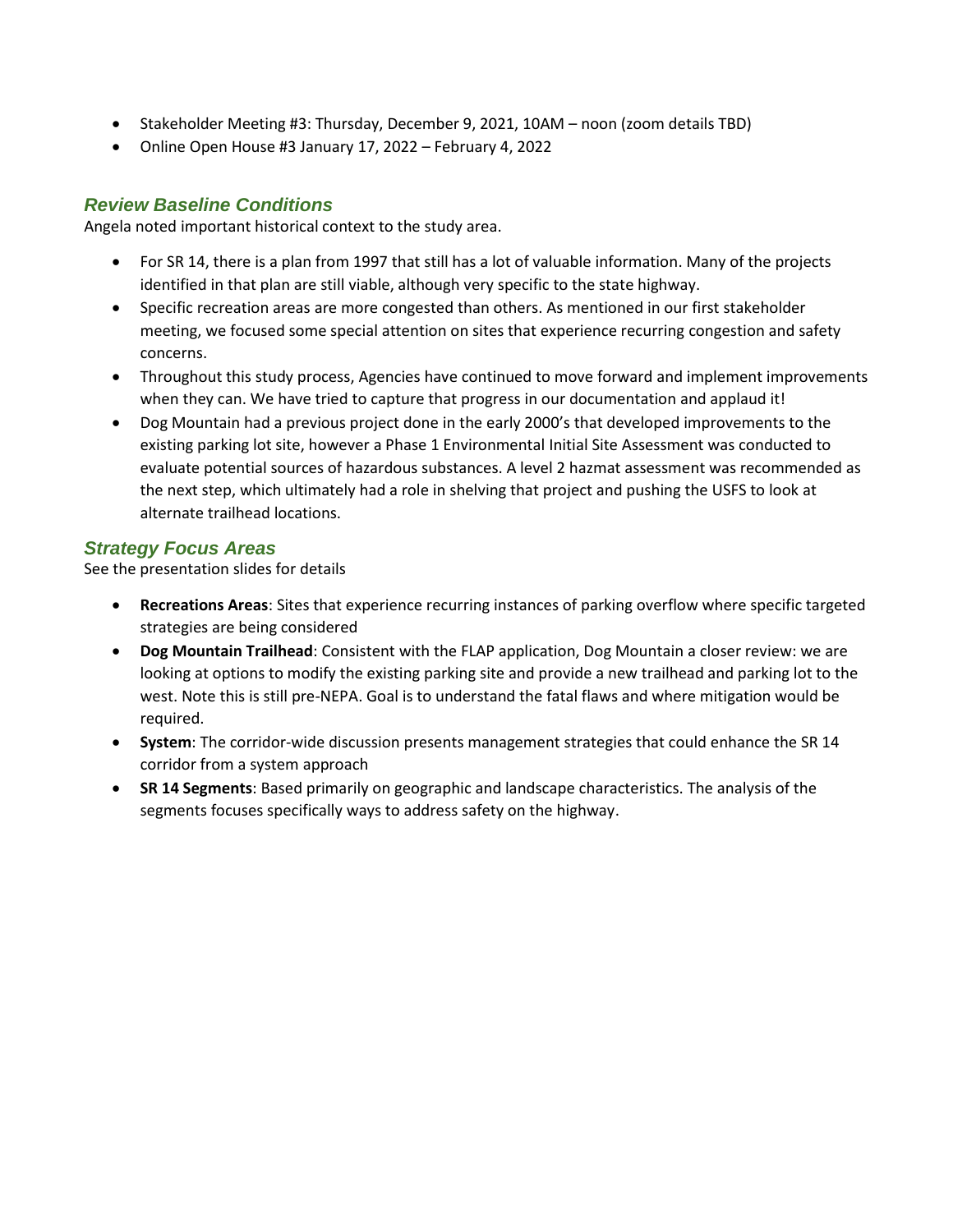- Stakeholder Meeting #3: Thursday, December 9, 2021, 10AM – noon (zoom details TBD)
- Online Open House #3 January 17, 2022 – February 4, 2022

## *Review Baseline Conditions*

Angela noted important historical context to the study area.

- For SR 14, there is a plan from 1997 that still has a lot of valuable information. Many of the projects identified in that plan are still viable, although very specific to the state highway.
- Specific recreation areas are more congested than others. As mentioned in our first stakeholder meeting, we focused some special attention on sites that experience recurring congestion and safety concerns.
- Throughout this study process, Agencies have continued to move forward and implement improvements when they can. We have tried to capture that progress in our documentation and applaud it!
- Dog Mountain had a previous project done in the early 2000's that developed improvements to the existing parking lot site, however a Phase 1 Environmental Initial Site Assessment was conducted to evaluate potential sources of hazardous substances. A level 2 hazmat assessment was recommended as the next step, which ultimately had a role in shelving that project and pushing the USFS to look at alternate trailhead locations.

## *Strategy Focus Areas*

See the presentation slides for details

- **Recreations Areas**: Sites that experience recurring instances of parking overflow where specific targeted strategies are being considered
- **Dog Mountain Trailhead**: Consistent with the FLAP application, Dog Mountain a closer review: we are looking at options to modify the existing parking site and provide a new trailhead and parking lot to the west. Note this is still pre-NEPA. Goal is to understand the fatal flaws and where mitigation would be required.
- **System**: The corridor-wide discussion presents management strategies that could enhance the SR 14 corridor from a system approach
- **SR 14 Segments**: Based primarily on geographic and landscape characteristics. The analysis of the segments focuses specifically ways to address safety on the highway.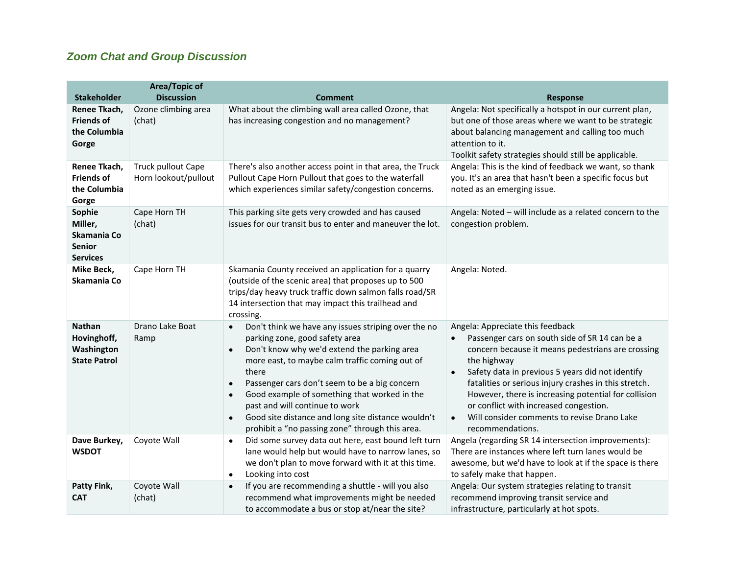## *Zoom Chat and Group Discussion*

| Stakeholder | Area/Topic of Discussion | Comment | Response |
|---|---|---|---|
| **Renee Tkach, Friends of the Columbia Gorge** | Ozone climbing area (chat) | What about the climbing wall area called Ozone, that has increasing congestion and no management? | Angela: Not specifically a hotspot in our current plan, but one of those areas where we want to be strategic about balancing management and calling too much attention to it.<br>Toolkit safety strategies should still be applicable. |
| **Renee Tkach, Friends of the Columbia Gorge** | Truck pullout Cape Horn lookout/pullout | There's also another access point in that area, the Truck Pullout Cape Horn Pullout that goes to the waterfall which experiences similar safety/congestion concerns. | Angela: This is the kind of feedback we want, so thank you. It's an area that hasn't been a specific focus but noted as an emerging issue. |
| **Sophie Miller, Skamania Co Senior Services** | Cape Horn TH (chat) | This parking site gets very crowded and has caused issues for our transit bus to enter and maneuver the lot. | Angela: Noted – will include as a related concern to the congestion problem. |
| **Mike Beck, Skamania Co** | Cape Horn TH | Skamania County received an application for a quarry (outside of the scenic area) that proposes up to 500 trips/day heavy truck traffic down salmon falls road/SR 14 intersection that may impact this trailhead and crossing. | Angela: Noted. |
| **Nathan Hovinghoff, Washington State Patrol** | Drano Lake Boat Ramp | • Don't think we have any issues striping over the no parking zone, good safety area<br>• Don't know why we'd extend the parking area more east, to maybe calm traffic coming out of there<br>• Passenger cars don't seem to be a big concern<br>• Good example of something that worked in the past and will continue to work<br>• Good site distance and long site distance wouldn't prohibit a "no passing zone" through this area. | Angela: Appreciate this feedback<br>• Passenger cars on south side of SR 14 can be a concern because it means pedestrians are crossing the highway<br>• Safety data in previous 5 years did not identify fatalities or serious injury crashes in this stretch. However, there is increasing potential for collision or conflict with increased congestion.<br>• Will consider comments to revise Drano Lake recommendations. |
| **Dave Burkey, WSDOT** | Coyote Wall | • Did some survey data out here, east bound left turn lane would help but would have to narrow lanes, so we don't plan to move forward with it at this time.<br>• Looking into cost | Angela (regarding SR 14 intersection improvements): There are instances where left turn lanes would be awesome, but we'd have to look at if the space is there to safely make that happen. |
| **Patty Fink, CAT** | Coyote Wall (chat) | • If you are recommending a shuttle - will you also recommend what improvements might be needed to accommodate a bus or stop at/near the site? | Angela: Our system strategies relating to transit recommend improving transit service and infrastructure, particularly at hot spots. |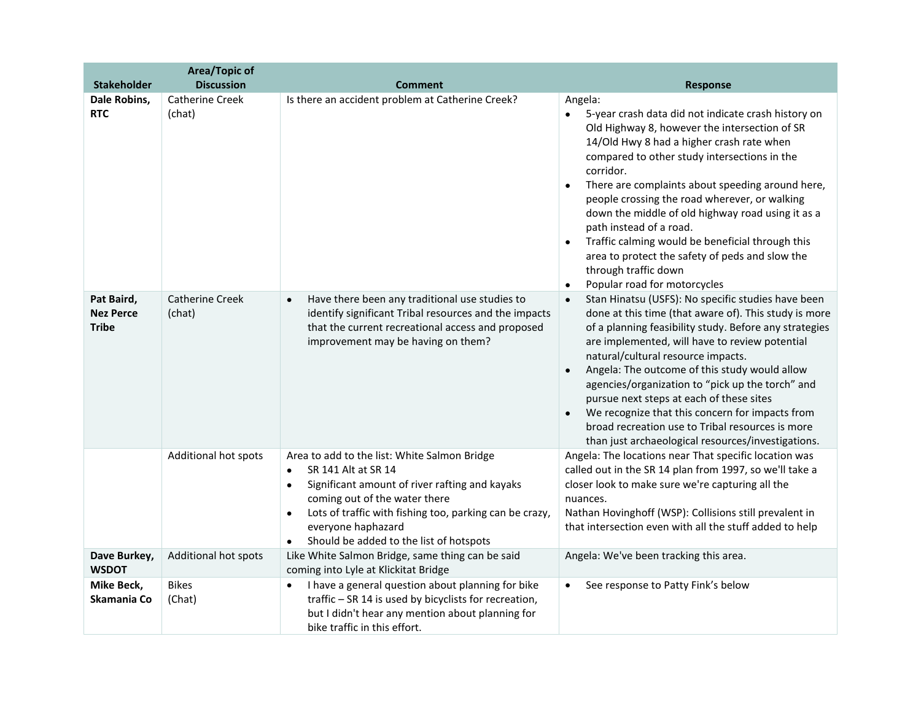| Stakeholder | Area/Topic of Discussion | Comment | Response |
|---|---|---|---|
| **Dale Robins, RTC** | Catherine Creek (chat) | Is there an accident problem at Catherine Creek? | Angela:<br>• 5-year crash data did not indicate crash history on Old Highway 8, however the intersection of SR 14/Old Hwy 8 had a higher crash rate when compared to other study intersections in the corridor.<br>• There are complaints about speeding around here, people crossing the road wherever, or walking down the middle of old highway road using it as a path instead of a road.<br>• Traffic calming would be beneficial through this area to protect the safety of peds and slow the through traffic down<br>• Popular road for motorcycles |
| **Pat Baird, Nez Perce Tribe** | Catherine Creek (chat) | • Have there been any traditional use studies to identify significant Tribal resources and the impacts that the current recreational access and proposed improvement may be having on them? | • Stan Hinatsu (USFS): No specific studies have been done at this time (that aware of). This study is more of a planning feasibility study. Before any strategies are implemented, will have to review potential natural/cultural resource impacts.<br>• Angela: The outcome of this study would allow agencies/organization to "pick up the torch" and pursue next steps at each of these sites<br>• We recognize that this concern for impacts from broad recreation use to Tribal resources is more than just archaeological resources/investigations. |
| | Additional hot spots | Area to add to the list: White Salmon Bridge<br>• SR 141 Alt at SR 14<br>• Significant amount of river rafting and kayaks coming out of the water there<br>• Lots of traffic with fishing too, parking can be crazy, everyone haphazard<br>• Should be added to the list of hotspots | Angela: The locations near That specific location was called out in the SR 14 plan from 1997, so we'll take a closer look to make sure we're capturing all the nuances.<br>Nathan Hovinghoff (WSP): Collisions still prevalent in that intersection even with all the stuff added to help |
| **Dave Burkey, WSDOT** | Additional hot spots | Like White Salmon Bridge, same thing can be said coming into Lyle at Klickitat Bridge | Angela: We've been tracking this area. |
| **Mike Beck, Skamania Co** | Bikes (Chat) | • I have a general question about planning for bike traffic – SR 14 is used by bicyclists for recreation, but I didn't hear any mention about planning for bike traffic in this effort. | • See response to Patty Fink's below |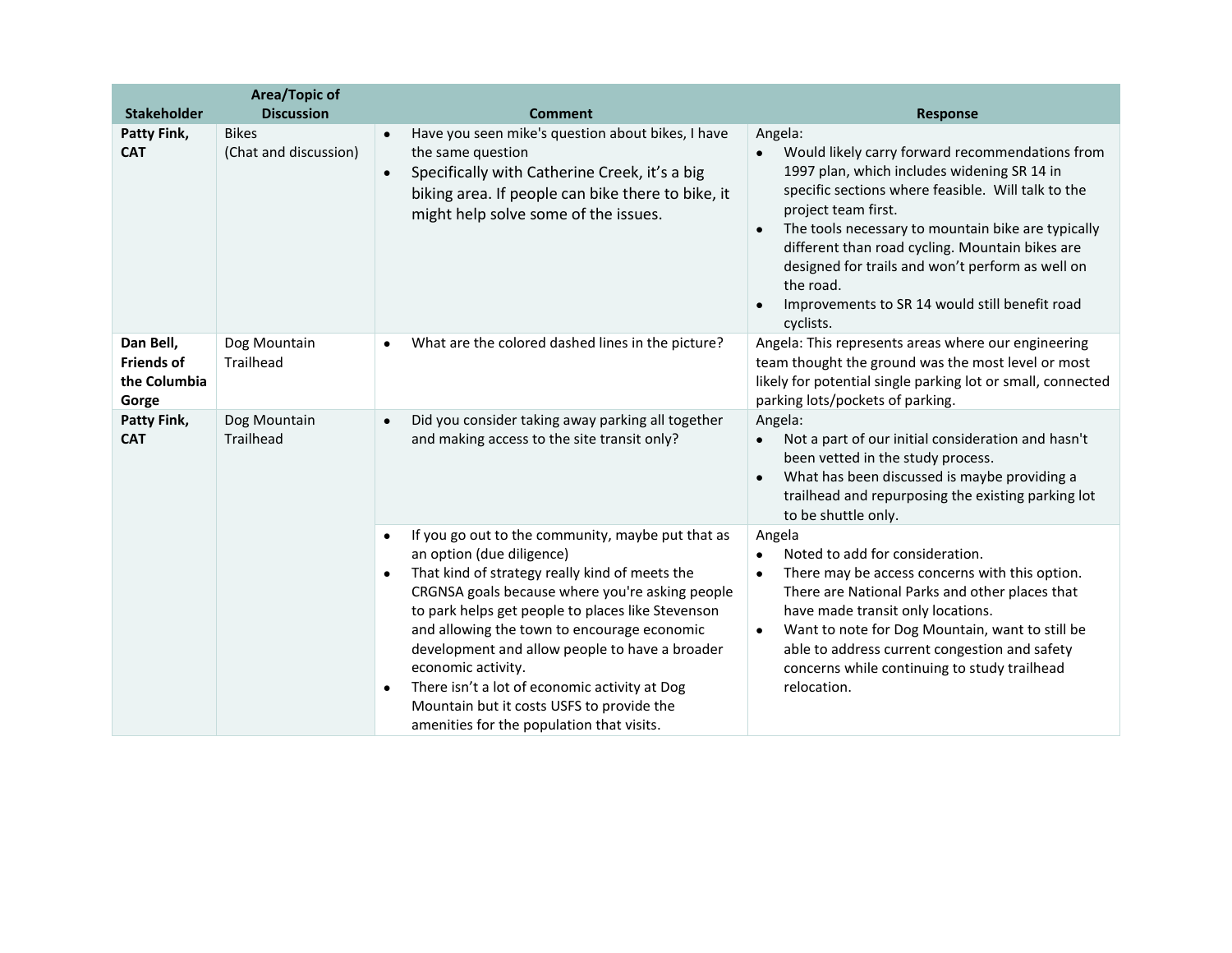| Stakeholder | Area/Topic of Discussion | Comment | Response |
|---|---|---|---|
| **Patty Fink, CAT** | Bikes (Chat and discussion) | • Have you seen mike's question about bikes, I have the same question<br>• Specifically with Catherine Creek, it's a big biking area. If people can bike there to bike, it might help solve some of the issues. | Angela:<br>• Would likely carry forward recommendations from 1997 plan, which includes widening SR 14 in specific sections where feasible. Will talk to the project team first.<br>• The tools necessary to mountain bike are typically different than road cycling. Mountain bikes are designed for trails and won't perform as well on the road.<br>• Improvements to SR 14 would still benefit road cyclists. |
| **Dan Bell, Friends of the Columbia Gorge** | Dog Mountain Trailhead | • What are the colored dashed lines in the picture? | Angela: This represents areas where our engineering team thought the ground was the most level or most likely for potential single parking lot or small, connected parking lots/pockets of parking. |
| **Patty Fink, CAT** | Dog Mountain Trailhead | • Did you consider taking away parking all together and making access to the site transit only? | Angela:<br>• Not a part of our initial consideration and hasn't been vetted in the study process.<br>• What has been discussed is maybe providing a trailhead and repurposing the existing parking lot to be shuttle only. |
| | | • If you go out to the community, maybe put that as an option (due diligence)<br>• That kind of strategy really kind of meets the CRGNSA goals because where you're asking people to park helps get people to places like Stevenson and allowing the town to encourage economic development and allow people to have a broader economic activity.<br>• There isn't a lot of economic activity at Dog Mountain but it costs USFS to provide the amenities for the population that visits. | Angela<br>• Noted to add for consideration.<br>• There may be access concerns with this option. There are National Parks and other places that have made transit only locations.<br>• Want to note for Dog Mountain, want to still be able to address current congestion and safety concerns while continuing to study trailhead relocation. |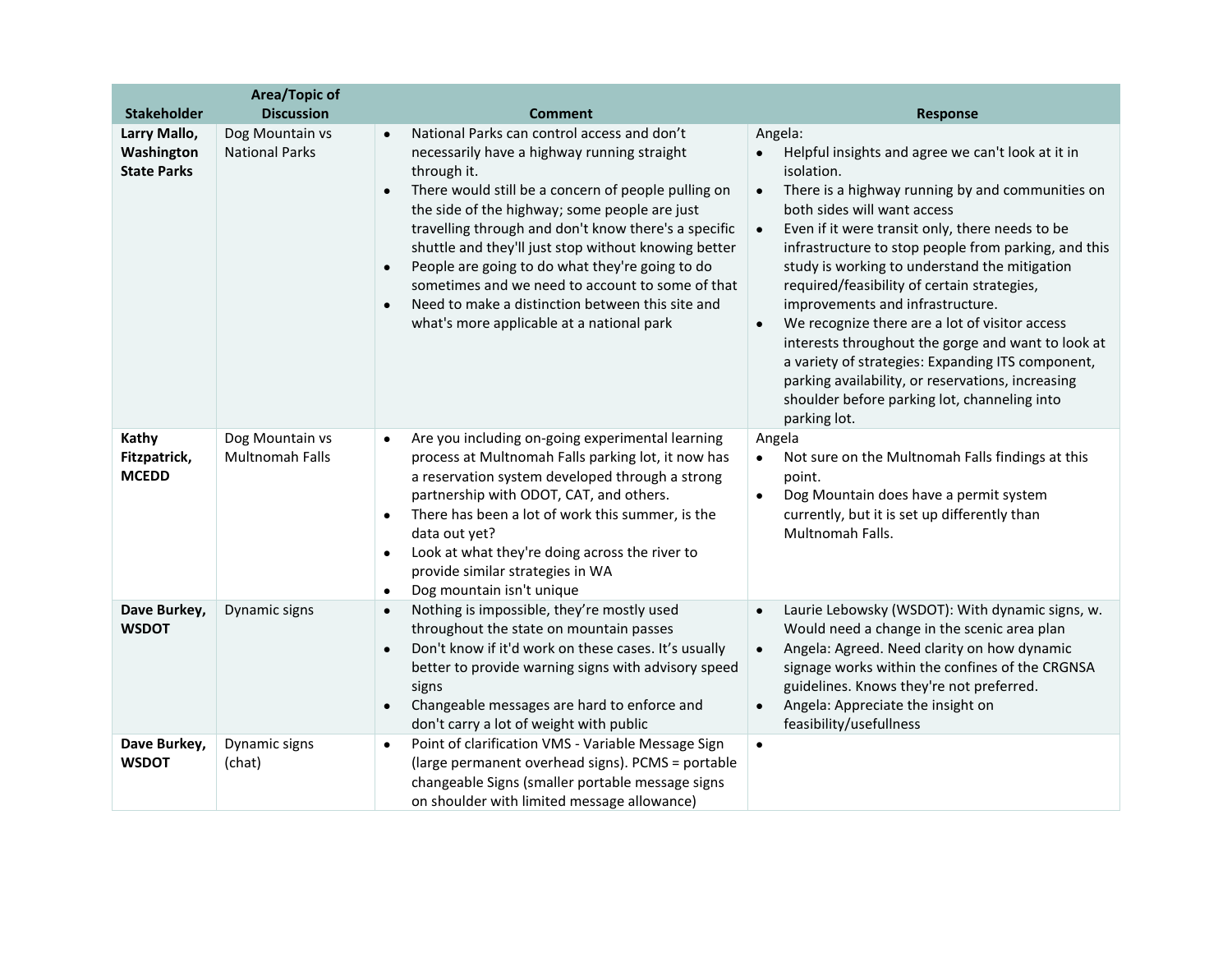| Stakeholder | Area/Topic of Discussion | Comment | Response |
|---|---|---|---|
| **Larry Mallo, Washington State Parks** | Dog Mountain vs National Parks | • National Parks can control access and don't necessarily have a highway running straight through it.<br>• There would still be a concern of people pulling on the side of the highway; some people are just travelling through and don't know there's a specific shuttle and they'll just stop without knowing better<br>• People are going to do what they're going to do sometimes and we need to account to some of that<br>• Need to make a distinction between this site and what's more applicable at a national park | Angela:<br>• Helpful insights and agree we can't look at it in isolation.<br>• There is a highway running by and communities on both sides will want access<br>• Even if it were transit only, there needs to be infrastructure to stop people from parking, and this study is working to understand the mitigation required/feasibility of certain strategies, improvements and infrastructure.<br>• We recognize there are a lot of visitor access interests throughout the gorge and want to look at a variety of strategies: Expanding ITS component, parking availability, or reservations, increasing shoulder before parking lot, channeling into parking lot. |
| **Kathy Fitzpatrick, MCEDD** | Dog Mountain vs Multnomah Falls | • Are you including on-going experimental learning process at Multnomah Falls parking lot, it now has a reservation system developed through a strong partnership with ODOT, CAT, and others.<br>• There has been a lot of work this summer, is the data out yet?<br>• Look at what they're doing across the river to provide similar strategies in WA<br>• Dog mountain isn't unique | Angela<br>• Not sure on the Multnomah Falls findings at this point.<br>• Dog Mountain does have a permit system currently, but it is set up differently than Multnomah Falls. |
| **Dave Burkey, WSDOT** | Dynamic signs | • Nothing is impossible, they're mostly used throughout the state on mountain passes<br>• Don't know if it'd work on these cases. It's usually better to provide warning signs with advisory speed signs<br>• Changeable messages are hard to enforce and don't carry a lot of weight with public | • Laurie Lebowsky (WSDOT): With dynamic signs, w. Would need a change in the scenic area plan<br>• Angela: Agreed. Need clarity on how dynamic signage works within the confines of the CRGNSA guidelines. Knows they're not preferred.<br>• Angela: Appreciate the insight on feasibility/usefullness |
| **Dave Burkey, WSDOT** | Dynamic signs (chat) | • Point of clarification VMS - Variable Message Sign (large permanent overhead signs). PCMS = portable changeable Signs (smaller portable message signs on shoulder with limited message allowance) | • |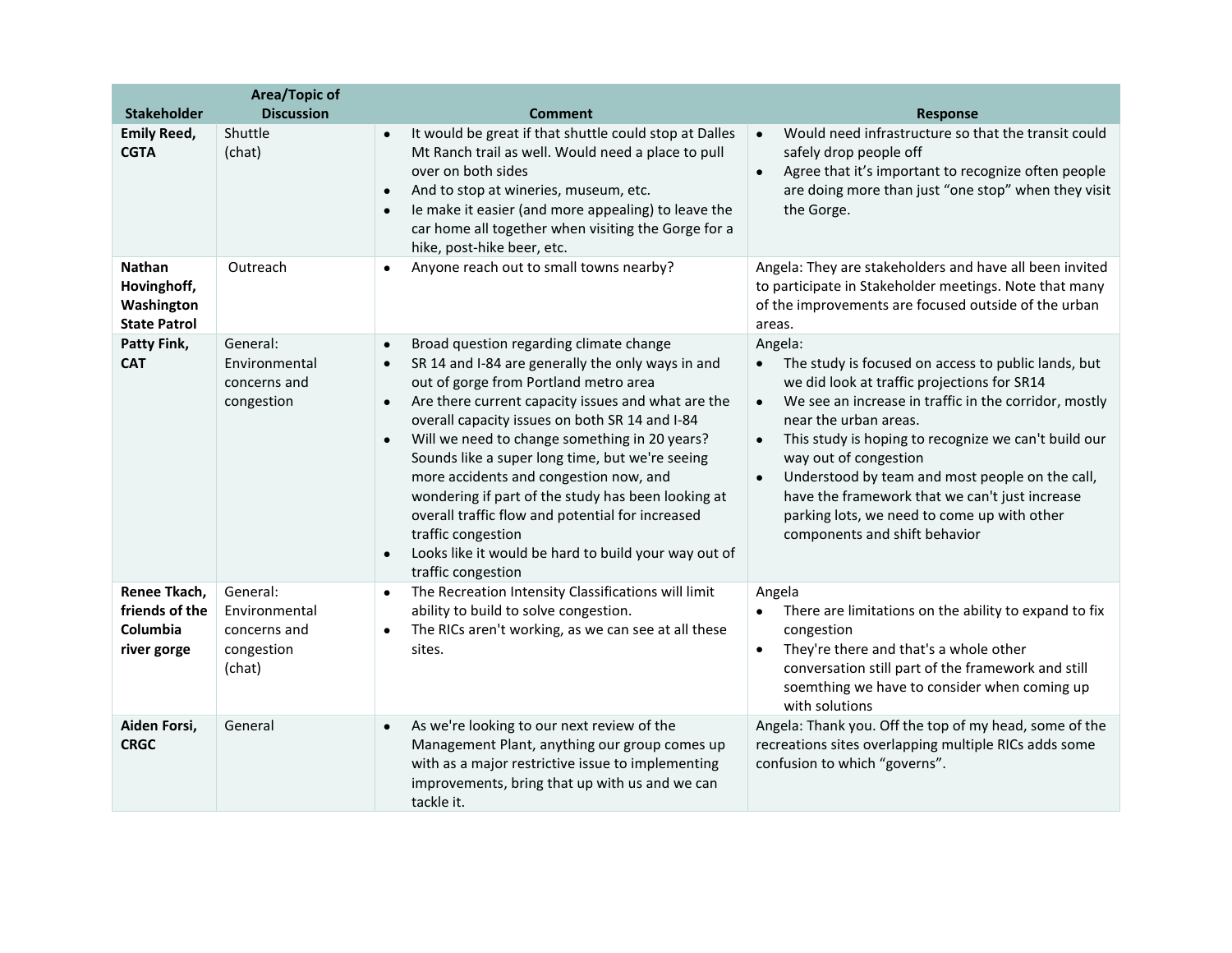| Stakeholder | Area/Topic of Discussion | Comment | Response |
|---|---|---|---|
| **Emily Reed, CGTA** | Shuttle (chat) | • It would be great if that shuttle could stop at Dalles Mt Ranch trail as well. Would need a place to pull over on both sides<br>• And to stop at wineries, museum, etc.<br>• Ie make it easier (and more appealing) to leave the car home all together when visiting the Gorge for a hike, post-hike beer, etc. | • Would need infrastructure so that the transit could safely drop people off<br>• Agree that it's important to recognize often people are doing more than just "one stop" when they visit the Gorge. |
| **Nathan Hovinghoff, Washington State Patrol** | Outreach | • Anyone reach out to small towns nearby? | Angela: They are stakeholders and have all been invited to participate in Stakeholder meetings. Note that many of the improvements are focused outside of the urban areas. |
| **Patty Fink, CAT** | General: Environmental concerns and congestion | • Broad question regarding climate change<br>• SR 14 and I-84 are generally the only ways in and out of gorge from Portland metro area<br>• Are there current capacity issues and what are the overall capacity issues on both SR 14 and I-84<br>• Will we need to change something in 20 years? Sounds like a super long time, but we're seeing more accidents and congestion now, and wondering if part of the study has been looking at overall traffic flow and potential for increased traffic congestion<br>• Looks like it would be hard to build your way out of traffic congestion | Angela:<br>• The study is focused on access to public lands, but we did look at traffic projections for SR14<br>• We see an increase in traffic in the corridor, mostly near the urban areas.<br>• This study is hoping to recognize we can't build our way out of congestion<br>• Understood by team and most people on the call, have the framework that we can't just increase parking lots, we need to come up with other components and shift behavior |
| **Renee Tkach, friends of the Columbia river gorge** | General: Environmental concerns and congestion (chat) | • The Recreation Intensity Classifications will limit ability to build to solve congestion.<br>• The RICs aren't working, as we can see at all these sites. | Angela<br>• There are limitations on the ability to expand to fix congestion<br>• They're there and that's a whole other conversation still part of the framework and still soemthing we have to consider when coming up with solutions |
| **Aiden Forsi, CRGC** | General | • As we're looking to our next review of the Management Plant, anything our group comes up with as a major restrictive issue to implementing improvements, bring that up with us and we can tackle it. | Angela: Thank you. Off the top of my head, some of the recreations sites overlapping multiple RICs adds some confusion to which "governs". |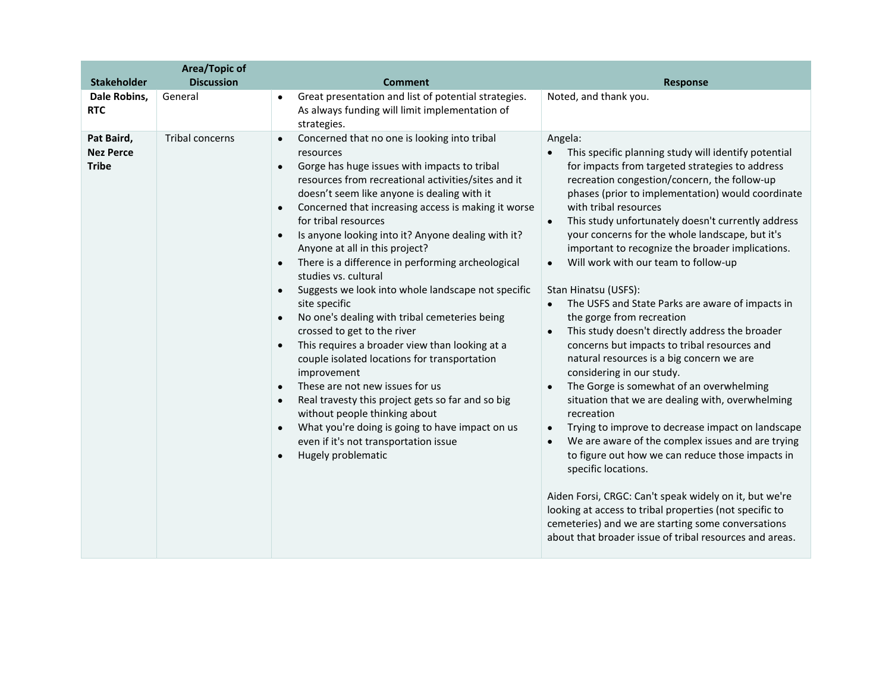| Stakeholder | Area/Topic of Discussion | Comment | Response |
|---|---|---|---|
| **Dale Robins, RTC** | General | • Great presentation and list of potential strategies. As always funding will limit implementation of strategies. | Noted, and thank you. |
| **Pat Baird, Nez Perce Tribe** | Tribal concerns | • Concerned that no one is looking into tribal resources<br>• Gorge has huge issues with impacts to tribal resources from recreational activities/sites and it doesn't seem like anyone is dealing with it<br>• Concerned that increasing access is making it worse for tribal resources<br>• Is anyone looking into it? Anyone dealing with it? Anyone at all in this project?<br>• There is a difference in performing archeological studies vs. cultural<br>• Suggests we look into whole landscape not specific site specific<br>• No one's dealing with tribal cemeteries being crossed to get to the river<br>• This requires a broader view than looking at a couple isolated locations for transportation improvement<br>• These are not new issues for us<br>• Real travesty this project gets so far and so big without people thinking about<br>• What you're doing is going to have impact on us even if it's not transportation issue<br>• Hugely problematic | Angela:<br>• This specific planning study will identify potential for impacts from targeted strategies to address recreation congestion/concern, the follow-up phases (prior to implementation) would coordinate with tribal resources<br>• This study unfortunately doesn't currently address your concerns for the whole landscape, but it's important to recognize the broader implications.<br>• Will work with our team to follow-up<br><br>Stan Hinatsu (USFS):<br>• The USFS and State Parks are aware of impacts in the gorge from recreation<br>• This study doesn't directly address the broader concerns but impacts to tribal resources and natural resources is a big concern we are considering in our study.<br>• The Gorge is somewhat of an overwhelming situation that we are dealing with, overwhelming recreation<br>• Trying to improve to decrease impact on landscape<br>• We are aware of the complex issues and are trying to figure out how we can reduce those impacts in specific locations.<br><br>Aiden Forsi, CRGC: Can't speak widely on it, but we're looking at access to tribal properties (not specific to cemeteries) and we are starting some conversations about that broader issue of tribal resources and areas. |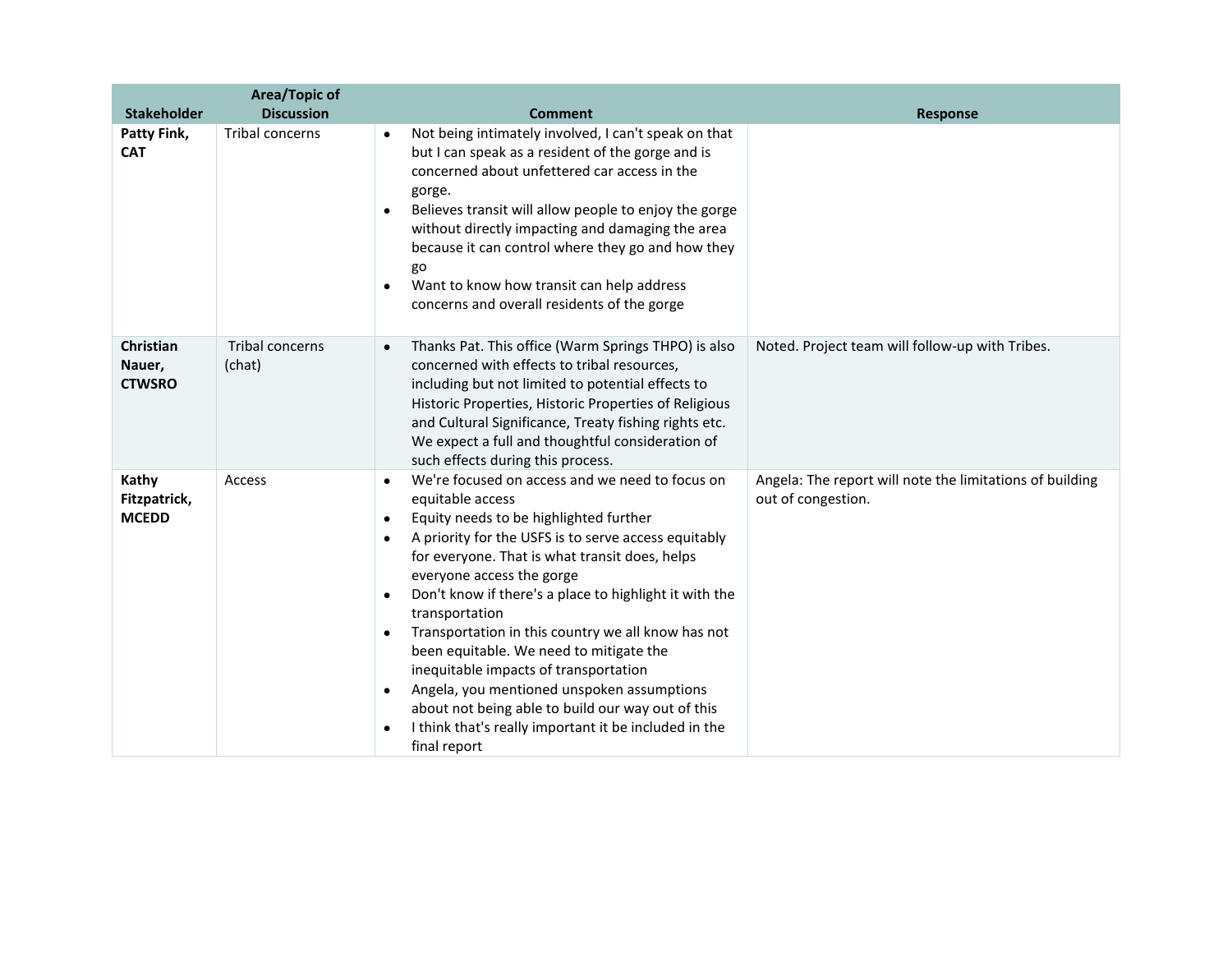| Stakeholder | Area/Topic of Discussion | Comment | Response |
| --- | --- | --- | --- |
| **Patty Fink, CAT** | Tribal concerns | • Not being intimately involved, I can't speak on that but I can speak as a resident of the gorge and is concerned about unfettered car access in the gorge.<br>• Believes transit will allow people to enjoy the gorge without directly impacting and damaging the area because it can control where they go and how they go<br>• Want to know how transit can help address concerns and overall residents of the gorge | |
| **Christian Nauer, CTWSRO** | Tribal concerns (chat) | • Thanks Pat. This office (Warm Springs THPO) is also concerned with effects to tribal resources, including but not limited to potential effects to Historic Properties, Historic Properties of Religious and Cultural Significance, Treaty fishing rights etc. We expect a full and thoughtful consideration of such effects during this process. | Noted. Project team will follow-up with Tribes. |
| **Kathy Fitzpatrick, MCEDD** | Access | • We're focused on access and we need to focus on equitable access<br>• Equity needs to be highlighted further<br>• A priority for the USFS is to serve access equitably for everyone. That is what transit does, helps everyone access the gorge<br>• Don't know if there's a place to highlight it with the transportation<br>• Transportation in this country we all know has not been equitable. We need to mitigate the inequitable impacts of transportation<br>• Angela, you mentioned unspoken assumptions about not being able to build our way out of this<br>• I think that's really important it be included in the final report | Angela: The report will note the limitations of building out of congestion. |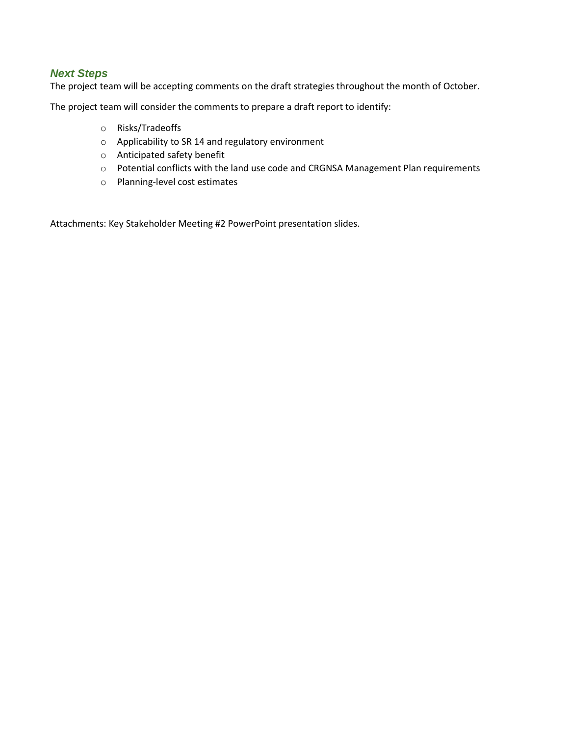### *Next Steps*

The project team will be accepting comments on the draft strategies throughout the month of October.

The project team will consider the comments to prepare a draft report to identify:

- Risks/Tradeoffs
- Applicability to SR 14 and regulatory environment
- Anticipated safety benefit
- Potential conflicts with the land use code and CRGNSA Management Plan requirements
- Planning-level cost estimates

Attachments: Key Stakeholder Meeting #2 PowerPoint presentation slides.